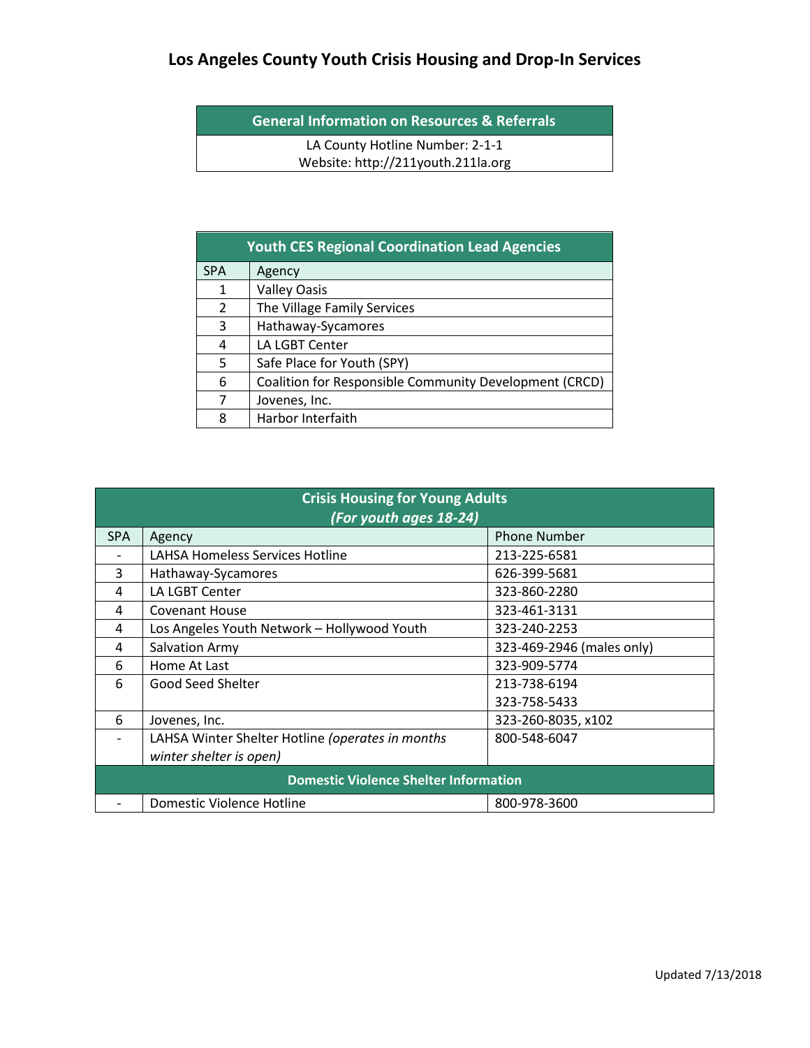# Los Angeles County Youth Crisis Housing and Drop-In Services

| General Information on Resources & Referrals |
| --- |
| LA County Hotline Number: 2-1-1<br>Website: http://211youth.211la.org |

| Youth CES Regional Coordination Lead Agencies | |
| --- | --- |
| SPA | Agency |
| 1 | Valley Oasis |
| 2 | The Village Family Services |
| 3 | Hathaway-Sycamores |
| 4 | LA LGBT Center |
| 5 | Safe Place for Youth (SPY) |
| 6 | Coalition for Responsible Community Development (CRCD) |
| 7 | Jovenes, Inc. |
| 8 | Harbor Interfaith |

| Crisis Housing for Young Adults *(For youth ages 18-24)* | | |
| --- | --- | --- |
| SPA | Agency | Phone Number |
| - | LAHSA Homeless Services Hotline | 213-225-6581 |
| 3 | Hathaway-Sycamores | 626-399-5681 |
| 4 | LA LGBT Center | 323-860-2280 |
| 4 | Covenant House | 323-461-3131 |
| 4 | Los Angeles Youth Network – Hollywood Youth | 323-240-2253 |
| 4 | Salvation Army | 323-469-2946 (males only) |
| 6 | Home At Last | 323-909-5774 |
| 6 | Good Seed Shelter | 213-738-6194<br>323-758-5433 |
| 6 | Jovenes, Inc. | 323-260-8035, x102 |
| - | LAHSA Winter Shelter Hotline *(operates in months winter shelter is open)* | 800-548-6047 |
| **Domestic Violence Shelter Information** | | |
| - | Domestic Violence Hotline | 800-978-3600 |

Updated 7/13/2018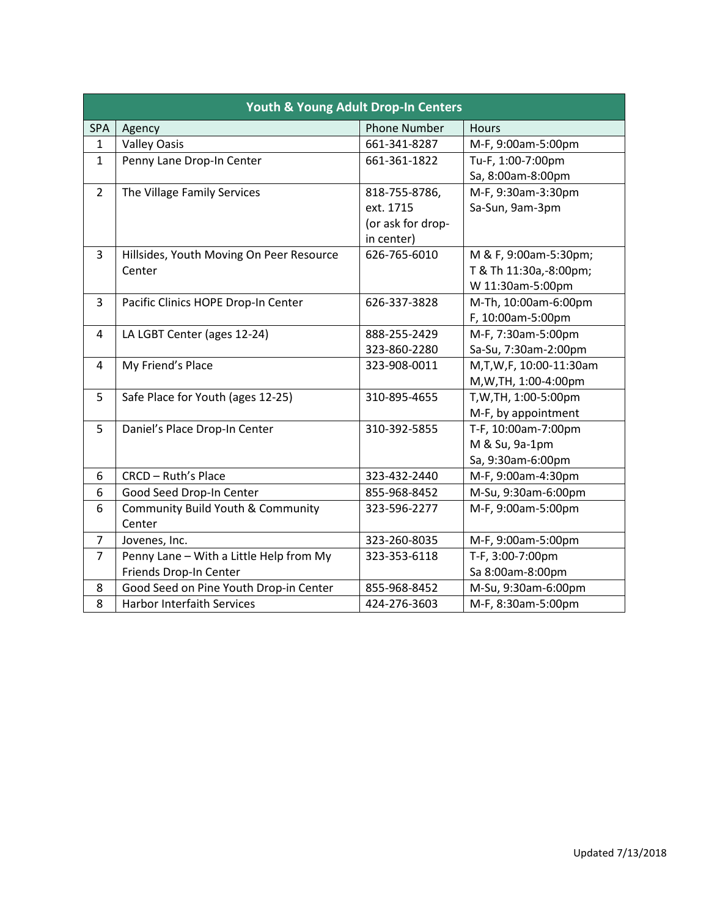| Youth & Young Adult Drop-In Centers | | | |
|---|---|---|---|
| SPA | Agency | Phone Number | Hours |
| 1 | Valley Oasis | 661-341-8287 | M-F, 9:00am-5:00pm |
| 1 | Penny Lane Drop-In Center | 661-361-1822 | Tu-F, 1:00-7:00pm<br>Sa, 8:00am-8:00pm |
| 2 | The Village Family Services | 818-755-8786, ext. 1715 (or ask for drop-in center) | M-F, 9:30am-3:30pm<br>Sa-Sun, 9am-3pm |
| 3 | Hillsides, Youth Moving On Peer Resource Center | 626-765-6010 | M & F, 9:00am-5:30pm;<br>T & Th 11:30a,-8:00pm;<br>W 11:30am-5:00pm |
| 3 | Pacific Clinics HOPE Drop-In Center | 626-337-3828 | M-Th, 10:00am-6:00pm<br>F, 10:00am-5:00pm |
| 4 | LA LGBT Center (ages 12-24) | 888-255-2429<br>323-860-2280 | M-F, 7:30am-5:00pm<br>Sa-Su, 7:30am-2:00pm |
| 4 | My Friend's Place | 323-908-0011 | M,T,W,F, 10:00-11:30am<br>M,W,TH, 1:00-4:00pm |
| 5 | Safe Place for Youth (ages 12-25) | 310-895-4655 | T,W,TH, 1:00-5:00pm<br>M-F, by appointment |
| 5 | Daniel's Place Drop-In Center | 310-392-5855 | T-F, 10:00am-7:00pm<br>M & Su, 9a-1pm<br>Sa, 9:30am-6:00pm |
| 6 | CRCD – Ruth's Place | 323-432-2440 | M-F, 9:00am-4:30pm |
| 6 | Good Seed Drop-In Center | 855-968-8452 | M-Su, 9:30am-6:00pm |
| 6 | Community Build Youth & Community Center | 323-596-2277 | M-F, 9:00am-5:00pm |
| 7 | Jovenes, Inc. | 323-260-8035 | M-F, 9:00am-5:00pm |
| 7 | Penny Lane – With a Little Help from My Friends Drop-In Center | 323-353-6118 | T-F, 3:00-7:00pm<br>Sa 8:00am-8:00pm |
| 8 | Good Seed on Pine Youth Drop-in Center | 855-968-8452 | M-Su, 9:30am-6:00pm |
| 8 | Harbor Interfaith Services | 424-276-3603 | M-F, 8:30am-5:00pm |

Updated 7/13/2018